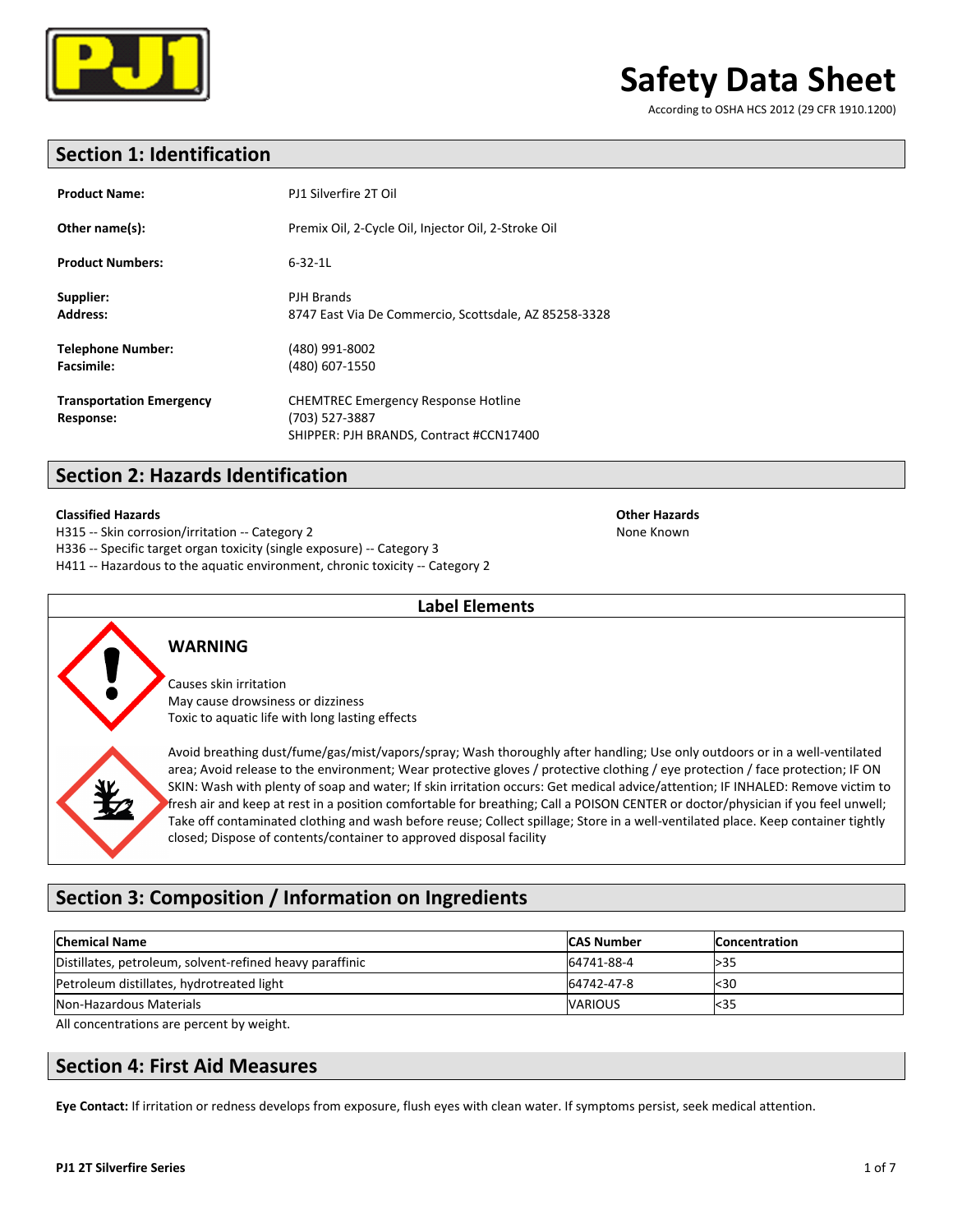# Safety Data Sheet

According to OSHA HCS 2012 (29 CFR 1910.1200)

## Section 1: Identification

**Product Name:** PJ1 Silverfire 2T Oil

**Other name(s):** Premix Oil, 2-Cycle Oil, Injector Oil, 2-Stroke Oil

**Product Numbers:** 6-32-1L

**Supplier:** PJH Brands
**Address:** 8747 East Via De Commercio, Scottsdale, AZ 85258-3328

**Telephone Number:** (480) 991-8002
**Facsimile:** (480) 607-1550

**Transportation Emergency Response:** CHEMTREC Emergency Response Hotline
(703) 527-3887
SHIPPER: PJH BRANDS, Contract #CCN17400

## Section 2: Hazards Identification

**Classified Hazards**

H315 -- Skin corrosion/irritation -- Category 2
H336 -- Specific target organ toxicity (single exposure) -- Category 3
H411 -- Hazardous to the aquatic environment, chronic toxicity -- Category 2

**Other Hazards**

None Known

### Label Elements

**WARNING**

Causes skin irritation
May cause drowsiness or dizziness
Toxic to aquatic life with long lasting effects

Avoid breathing dust/fume/gas/mist/vapors/spray; Wash thoroughly after handling; Use only outdoors or in a well-ventilated area; Avoid release to the environment; Wear protective gloves / protective clothing / eye protection / face protection; IF ON SKIN: Wash with plenty of soap and water; If skin irritation occurs: Get medical advice/attention; IF INHALED: Remove victim to fresh air and keep at rest in a position comfortable for breathing; Call a POISON CENTER or doctor/physician if you feel unwell; Take off contaminated clothing and wash before reuse; Collect spillage; Store in a well-ventilated place. Keep container tightly closed; Dispose of contents/container to approved disposal facility

## Section 3: Composition / Information on Ingredients

| Chemical Name | CAS Number | Concentration |
|---|---|---|
| Distillates, petroleum, solvent-refined heavy paraffinic | 64741-88-4 | >35 |
| Petroleum distillates, hydrotreated light | 64742-47-8 | <30 |
| Non-Hazardous Materials | VARIOUS | <35 |

All concentrations are percent by weight.

## Section 4: First Aid Measures

**Eye Contact:** If irritation or redness develops from exposure, flush eyes with clean water. If symptoms persist, seek medical attention.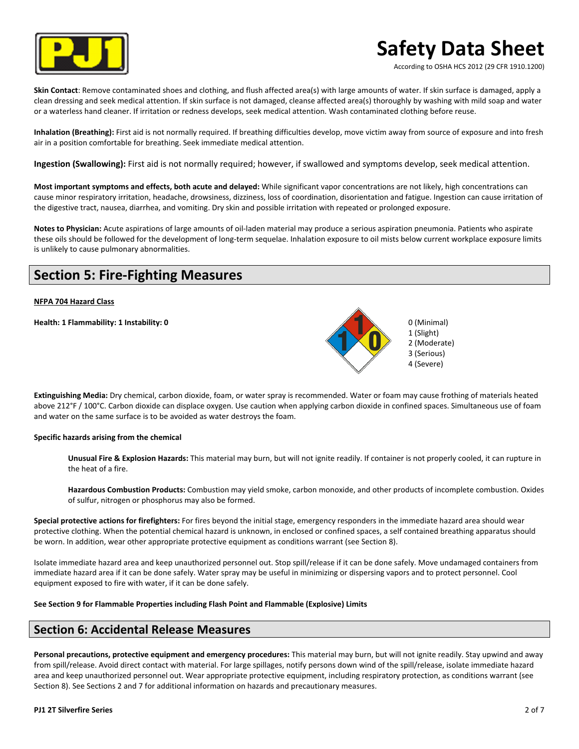**Skin Contact**: Remove contaminated shoes and clothing, and flush affected area(s) with large amounts of water. If skin surface is damaged, apply a clean dressing and seek medical attention. If skin surface is not damaged, cleanse affected area(s) thoroughly by washing with mild soap and water or a waterless hand cleaner. If irritation or redness develops, seek medical attention. Wash contaminated clothing before reuse.

**Inhalation (Breathing):** First aid is not normally required. If breathing difficulties develop, move victim away from source of exposure and into fresh air in a position comfortable for breathing. Seek immediate medical attention.

**Ingestion (Swallowing):** First aid is not normally required; however, if swallowed and symptoms develop, seek medical attention.

**Most important symptoms and effects, both acute and delayed:** While significant vapor concentrations are not likely, high concentrations can cause minor respiratory irritation, headache, drowsiness, dizziness, loss of coordination, disorientation and fatigue. Ingestion can cause irritation of the digestive tract, nausea, diarrhea, and vomiting. Dry skin and possible irritation with repeated or prolonged exposure.

**Notes to Physician:** Acute aspirations of large amounts of oil-laden material may produce a serious aspiration pneumonia. Patients who aspirate these oils should be followed for the development of long-term sequelae. Inhalation exposure to oil mists below current workplace exposure limits is unlikely to cause pulmonary abnormalities.

## Section 5: Fire-Fighting Measures

**NFPA 704 Hazard Class**

**Health: 1 Flammability: 1 Instability: 0**

0 (Minimal)
1 (Slight)
2 (Moderate)
3 (Serious)
4 (Severe)

**Extinguishing Media:** Dry chemical, carbon dioxide, foam, or water spray is recommended. Water or foam may cause frothing of materials heated above 212°F / 100°C. Carbon dioxide can displace oxygen. Use caution when applying carbon dioxide in confined spaces. Simultaneous use of foam and water on the same surface is to be avoided as water destroys the foam.

**Specific hazards arising from the chemical**

**Unusual Fire & Explosion Hazards:** This material may burn, but will not ignite readily. If container is not properly cooled, it can rupture in the heat of a fire.

**Hazardous Combustion Products:** Combustion may yield smoke, carbon monoxide, and other products of incomplete combustion. Oxides of sulfur, nitrogen or phosphorus may also be formed.

**Special protective actions for firefighters:** For fires beyond the initial stage, emergency responders in the immediate hazard area should wear protective clothing. When the potential chemical hazard is unknown, in enclosed or confined spaces, a self contained breathing apparatus should be worn. In addition, wear other appropriate protective equipment as conditions warrant (see Section 8).

Isolate immediate hazard area and keep unauthorized personnel out. Stop spill/release if it can be done safely. Move undamaged containers from immediate hazard area if it can be done safely. Water spray may be useful in minimizing or dispersing vapors and to protect personnel. Cool equipment exposed to fire with water, if it can be done safely.

**See Section 9 for Flammable Properties including Flash Point and Flammable (Explosive) Limits**

## Section 6: Accidental Release Measures

**Personal precautions, protective equipment and emergency procedures:** This material may burn, but will not ignite readily. Stay upwind and away from spill/release. Avoid direct contact with material. For large spillages, notify persons down wind of the spill/release, isolate immediate hazard area and keep unauthorized personnel out. Wear appropriate protective equipment, including respiratory protection, as conditions warrant (see Section 8). See Sections 2 and 7 for additional information on hazards and precautionary measures.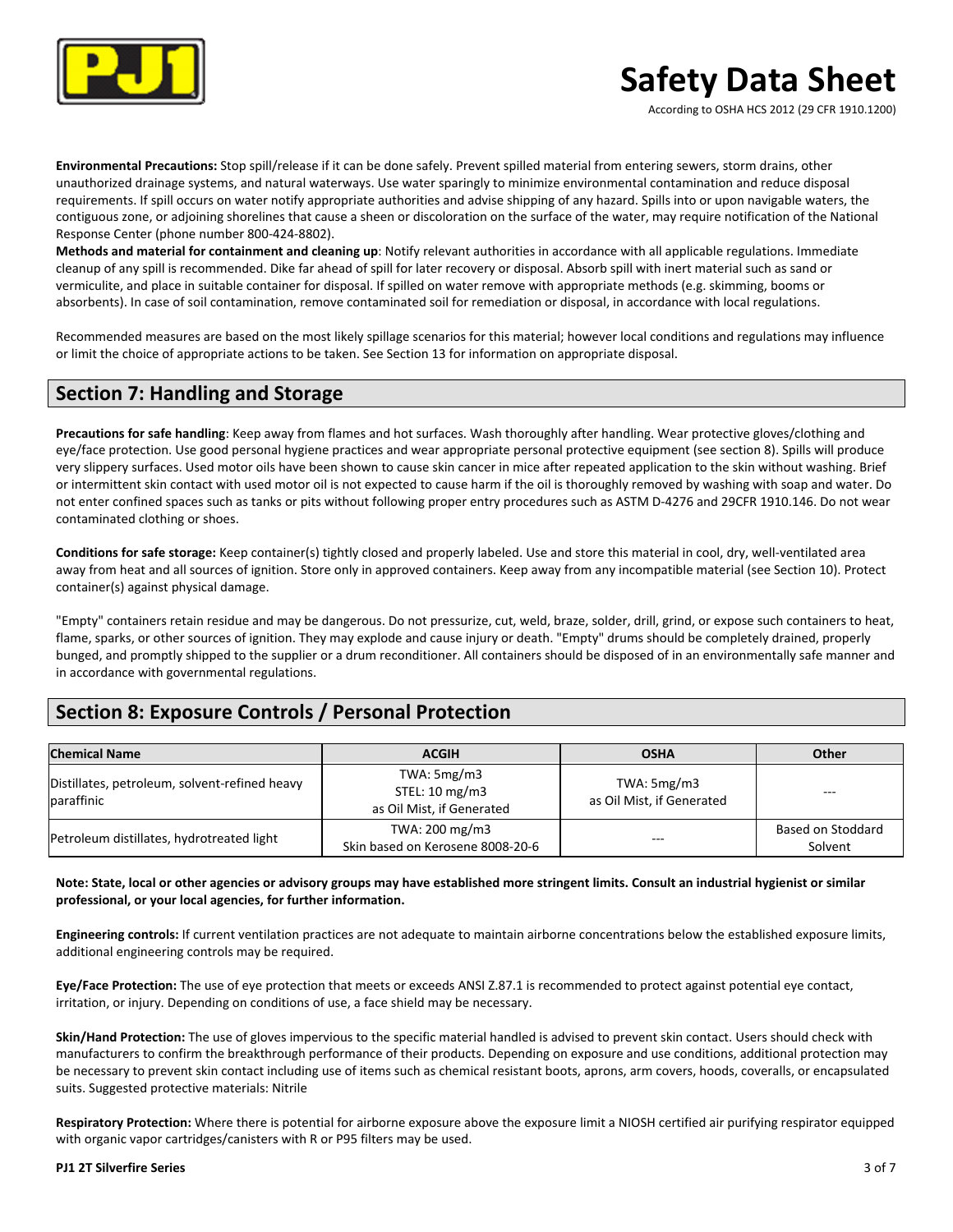**Environmental Precautions:** Stop spill/release if it can be done safely. Prevent spilled material from entering sewers, storm drains, other unauthorized drainage systems, and natural waterways. Use water sparingly to minimize environmental contamination and reduce disposal requirements. If spill occurs on water notify appropriate authorities and advise shipping of any hazard. Spills into or upon navigable waters, the contiguous zone, or adjoining shorelines that cause a sheen or discoloration on the surface of the water, may require notification of the National Response Center (phone number 800-424-8802).
**Methods and material for containment and cleaning up**: Notify relevant authorities in accordance with all applicable regulations. Immediate cleanup of any spill is recommended. Dike far ahead of spill for later recovery or disposal. Absorb spill with inert material such as sand or vermiculite, and place in suitable container for disposal. If spilled on water remove with appropriate methods (e.g. skimming, booms or absorbents). In case of soil contamination, remove contaminated soil for remediation or disposal, in accordance with local regulations.

Recommended measures are based on the most likely spillage scenarios for this material; however local conditions and regulations may influence or limit the choice of appropriate actions to be taken. See Section 13 for information on appropriate disposal.

## Section 7: Handling and Storage

**Precautions for safe handling**: Keep away from flames and hot surfaces. Wash thoroughly after handling. Wear protective gloves/clothing and eye/face protection. Use good personal hygiene practices and wear appropriate personal protective equipment (see section 8). Spills will produce very slippery surfaces. Used motor oils have been shown to cause skin cancer in mice after repeated application to the skin without washing. Brief or intermittent skin contact with used motor oil is not expected to cause harm if the oil is thoroughly removed by washing with soap and water. Do not enter confined spaces such as tanks or pits without following proper entry procedures such as ASTM D-4276 and 29CFR 1910.146. Do not wear contaminated clothing or shoes.

**Conditions for safe storage:** Keep container(s) tightly closed and properly labeled. Use and store this material in cool, dry, well-ventilated area away from heat and all sources of ignition. Store only in approved containers. Keep away from any incompatible material (see Section 10). Protect container(s) against physical damage.

"Empty" containers retain residue and may be dangerous. Do not pressurize, cut, weld, braze, solder, drill, grind, or expose such containers to heat, flame, sparks, or other sources of ignition. They may explode and cause injury or death. "Empty" drums should be completely drained, properly bunged, and promptly shipped to the supplier or a drum reconditioner. All containers should be disposed of in an environmentally safe manner and in accordance with governmental regulations.

## Section 8: Exposure Controls / Personal Protection

| Chemical Name | ACGIH | OSHA | Other |
|---|---|---|---|
| Distillates, petroleum, solvent-refined heavy paraffinic | TWA: 5mg/m3<br>STEL: 10 mg/m3<br>as Oil Mist, if Generated | TWA: 5mg/m3<br>as Oil Mist, if Generated | --- |
| Petroleum distillates, hydrotreated light | TWA: 200 mg/m3<br>Skin based on Kerosene 8008-20-6 | --- | Based on Stoddard Solvent |

**Note: State, local or other agencies or advisory groups may have established more stringent limits. Consult an industrial hygienist or similar professional, or your local agencies, for further information.**

**Engineering controls:** If current ventilation practices are not adequate to maintain airborne concentrations below the established exposure limits, additional engineering controls may be required.

**Eye/Face Protection:** The use of eye protection that meets or exceeds ANSI Z.87.1 is recommended to protect against potential eye contact, irritation, or injury. Depending on conditions of use, a face shield may be necessary.

**Skin/Hand Protection:** The use of gloves impervious to the specific material handled is advised to prevent skin contact. Users should check with manufacturers to confirm the breakthrough performance of their products. Depending on exposure and use conditions, additional protection may be necessary to prevent skin contact including use of items such as chemical resistant boots, aprons, arm covers, hoods, coveralls, or encapsulated suits. Suggested protective materials: Nitrile

**Respiratory Protection:** Where there is potential for airborne exposure above the exposure limit a NIOSH certified air purifying respirator equipped with organic vapor cartridges/canisters with R or P95 filters may be used.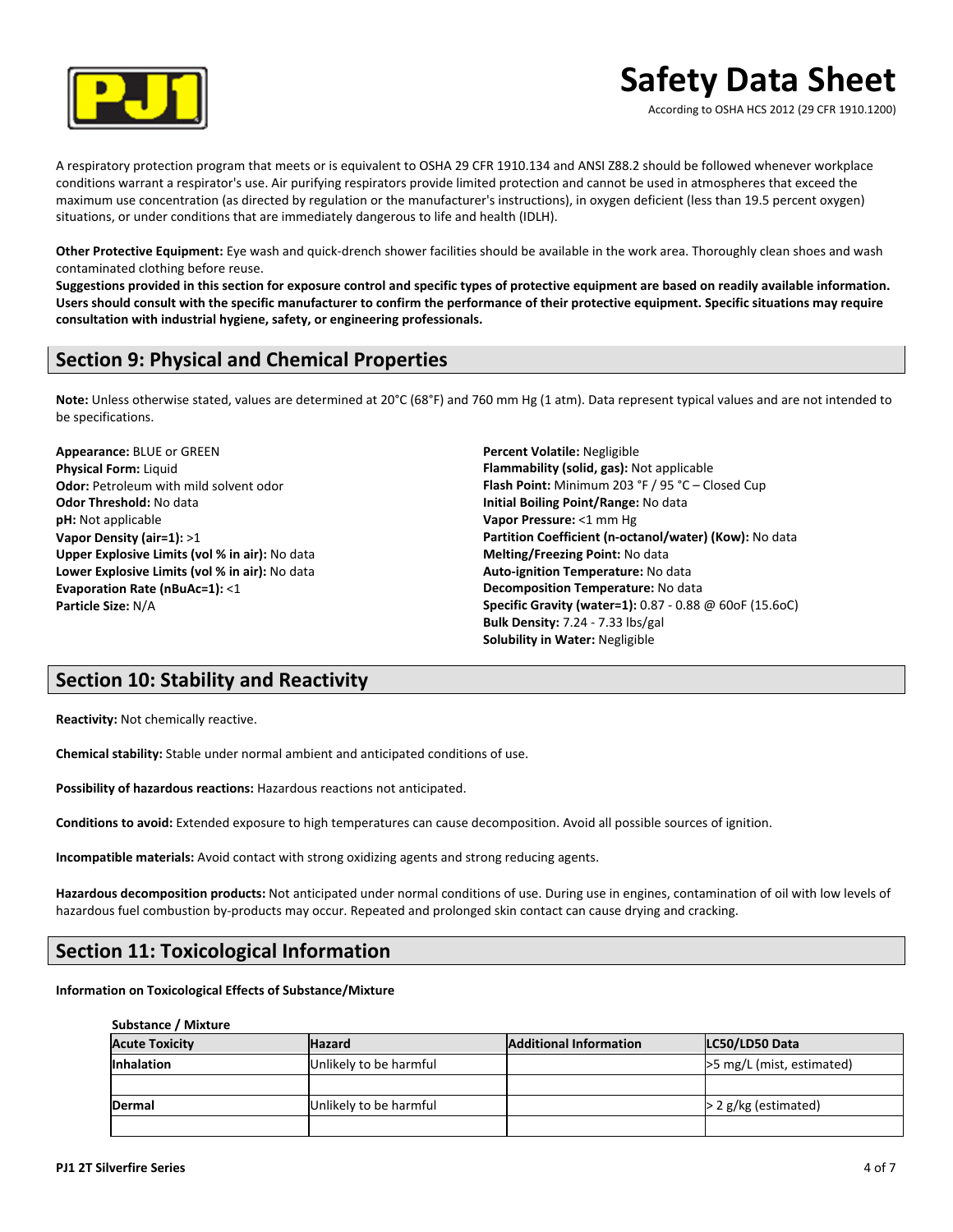A respiratory protection program that meets or is equivalent to OSHA 29 CFR 1910.134 and ANSI Z88.2 should be followed whenever workplace conditions warrant a respirator's use. Air purifying respirators provide limited protection and cannot be used in atmospheres that exceed the maximum use concentration (as directed by regulation or the manufacturer's instructions), in oxygen deficient (less than 19.5 percent oxygen) situations, or under conditions that are immediately dangerous to life and health (IDLH).

**Other Protective Equipment:** Eye wash and quick-drench shower facilities should be available in the work area. Thoroughly clean shoes and wash contaminated clothing before reuse.

**Suggestions provided in this section for exposure control and specific types of protective equipment are based on readily available information. Users should consult with the specific manufacturer to confirm the performance of their protective equipment. Specific situations may require consultation with industrial hygiene, safety, or engineering professionals.**

## Section 9: Physical and Chemical Properties

**Note:** Unless otherwise stated, values are determined at 20°C (68°F) and 760 mm Hg (1 atm). Data represent typical values and are not intended to be specifications.

**Appearance:** BLUE or GREEN
**Physical Form:** Liquid
**Odor:** Petroleum with mild solvent odor
**Odor Threshold:** No data
**pH:** Not applicable
**Vapor Density (air=1):** >1
**Upper Explosive Limits (vol % in air):** No data
**Lower Explosive Limits (vol % in air):** No data
**Evaporation Rate (nBuAc=1):** <1
**Particle Size:** N/A

**Percent Volatile:** Negligible
**Flammability (solid, gas):** Not applicable
**Flash Point:** Minimum 203 °F / 95 °C – Closed Cup
**Initial Boiling Point/Range:** No data
**Vapor Pressure:** <1 mm Hg
**Partition Coefficient (n-octanol/water) (Kow):** No data
**Melting/Freezing Point:** No data
**Auto-ignition Temperature:** No data
**Decomposition Temperature:** No data
**Specific Gravity (water=1):** 0.87 - 0.88 @ 60oF (15.6oC)
**Bulk Density:** 7.24 - 7.33 lbs/gal
**Solubility in Water:** Negligible

## Section 10: Stability and Reactivity

**Reactivity:** Not chemically reactive.

**Chemical stability:** Stable under normal ambient and anticipated conditions of use.

**Possibility of hazardous reactions:** Hazardous reactions not anticipated.

**Conditions to avoid:** Extended exposure to high temperatures can cause decomposition. Avoid all possible sources of ignition.

**Incompatible materials:** Avoid contact with strong oxidizing agents and strong reducing agents.

**Hazardous decomposition products:** Not anticipated under normal conditions of use. During use in engines, contamination of oil with low levels of hazardous fuel combustion by-products may occur. Repeated and prolonged skin contact can cause drying and cracking.

## Section 11: Toxicological Information

**Information on Toxicological Effects of Substance/Mixture**

**Substance / Mixture**

| Acute Toxicity | Hazard | Additional Information | LC50/LD50 Data |
|---|---|---|---|
| **Inhalation** | Unlikely to be harmful | | >5 mg/L (mist, estimated) |
| | | | |
| **Dermal** | Unlikely to be harmful | | > 2 g/kg (estimated) |
| | | | |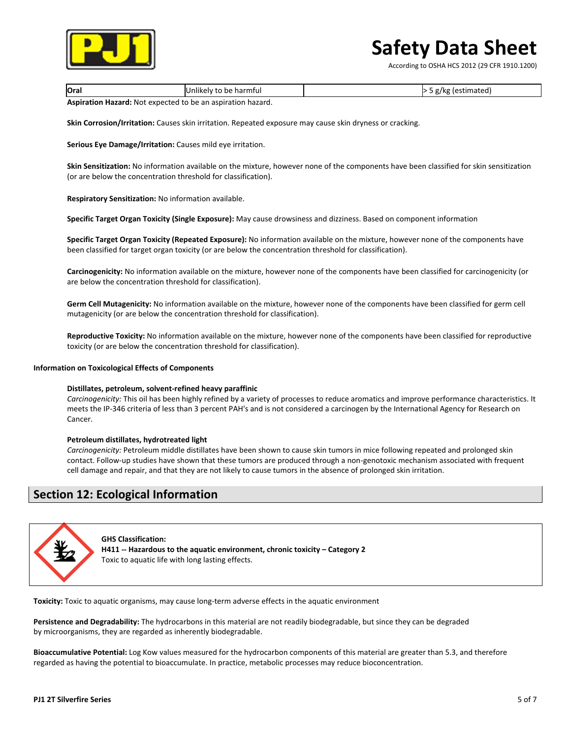| Oral | Unlikely to be harmful | | > 5 g/kg (estimated) |
|---|---|---|---|

**Aspiration Hazard:** Not expected to be an aspiration hazard.

**Skin Corrosion/Irritation:** Causes skin irritation. Repeated exposure may cause skin dryness or cracking.

**Serious Eye Damage/Irritation:** Causes mild eye irritation.

**Skin Sensitization:** No information available on the mixture, however none of the components have been classified for skin sensitization (or are below the concentration threshold for classification).

**Respiratory Sensitization:** No information available.

**Specific Target Organ Toxicity (Single Exposure):** May cause drowsiness and dizziness. Based on component information

**Specific Target Organ Toxicity (Repeated Exposure):** No information available on the mixture, however none of the components have been classified for target organ toxicity (or are below the concentration threshold for classification).

**Carcinogenicity:** No information available on the mixture, however none of the components have been classified for carcinogenicity (or are below the concentration threshold for classification).

**Germ Cell Mutagenicity:** No information available on the mixture, however none of the components have been classified for germ cell mutagenicity (or are below the concentration threshold for classification).

**Reproductive Toxicity:** No information available on the mixture, however none of the components have been classified for reproductive toxicity (or are below the concentration threshold for classification).

**Information on Toxicological Effects of Components**

**Distillates, petroleum, solvent-refined heavy paraffinic**

*Carcinogenicity:* This oil has been highly refined by a variety of processes to reduce aromatics and improve performance characteristics. It meets the IP-346 criteria of less than 3 percent PAH's and is not considered a carcinogen by the International Agency for Research on Cancer.

**Petroleum distillates, hydrotreated light**

*Carcinogenicity:* Petroleum middle distillates have been shown to cause skin tumors in mice following repeated and prolonged skin contact. Follow-up studies have shown that these tumors are produced through a non-genotoxic mechanism associated with frequent cell damage and repair, and that they are not likely to cause tumors in the absence of prolonged skin irritation.

## Section 12: Ecological Information

**GHS Classification:**
**H411 -- Hazardous to the aquatic environment, chronic toxicity – Category 2**
Toxic to aquatic life with long lasting effects.

**Toxicity:** Toxic to aquatic organisms, may cause long-term adverse effects in the aquatic environment

**Persistence and Degradability:** The hydrocarbons in this material are not readily biodegradable, but since they can be degraded by microorganisms, they are regarded as inherently biodegradable.

**Bioaccumulative Potential:** Log Kow values measured for the hydrocarbon components of this material are greater than 5.3, and therefore regarded as having the potential to bioaccumulate. In practice, metabolic processes may reduce bioconcentration.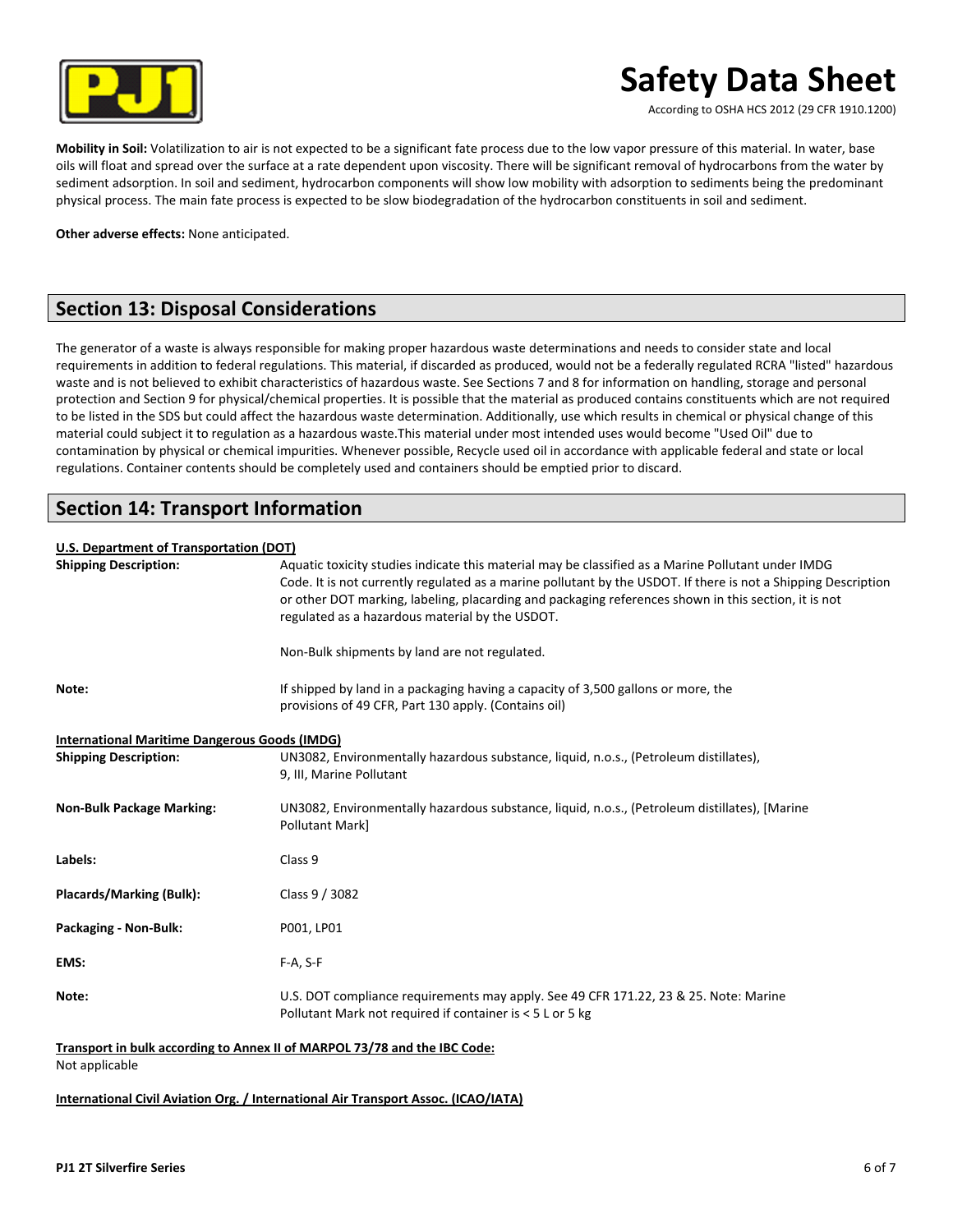**Mobility in Soil:** Volatilization to air is not expected to be a significant fate process due to the low vapor pressure of this material. In water, base oils will float and spread over the surface at a rate dependent upon viscosity. There will be significant removal of hydrocarbons from the water by sediment adsorption. In soil and sediment, hydrocarbon components will show low mobility with adsorption to sediments being the predominant physical process. The main fate process is expected to be slow biodegradation of the hydrocarbon constituents in soil and sediment.

**Other adverse effects:** None anticipated.

## Section 13: Disposal Considerations

The generator of a waste is always responsible for making proper hazardous waste determinations and needs to consider state and local requirements in addition to federal regulations. This material, if discarded as produced, would not be a federally regulated RCRA "listed" hazardous waste and is not believed to exhibit characteristics of hazardous waste. See Sections 7 and 8 for information on handling, storage and personal protection and Section 9 for physical/chemical properties. It is possible that the material as produced contains constituents which are not required to be listed in the SDS but could affect the hazardous waste determination. Additionally, use which results in chemical or physical change of this material could subject it to regulation as a hazardous waste.This material under most intended uses would become "Used Oil" due to contamination by physical or chemical impurities. Whenever possible, Recycle used oil in accordance with applicable federal and state or local regulations. Container contents should be completely used and containers should be emptied prior to discard.

## Section 14: Transport Information

**U.S. Department of Transportation (DOT)**

**Shipping Description:** Aquatic toxicity studies indicate this material may be classified as a Marine Pollutant under IMDG Code. It is not currently regulated as a marine pollutant by the USDOT. If there is not a Shipping Description or other DOT marking, labeling, placarding and packaging references shown in this section, it is not regulated as a hazardous material by the USDOT.

Non-Bulk shipments by land are not regulated.

**Note:** If shipped by land in a packaging having a capacity of 3,500 gallons or more, the provisions of 49 CFR, Part 130 apply. (Contains oil)

**International Maritime Dangerous Goods (IMDG)**

**Shipping Description:** UN3082, Environmentally hazardous substance, liquid, n.o.s., (Petroleum distillates), 9, III, Marine Pollutant

**Non-Bulk Package Marking:** UN3082, Environmentally hazardous substance, liquid, n.o.s., (Petroleum distillates), [Marine Pollutant Mark]

**Labels:** Class 9

**Placards/Marking (Bulk):** Class 9 / 3082

**Packaging - Non-Bulk:** P001, LP01

**EMS:** F-A, S-F

**Note:** U.S. DOT compliance requirements may apply. See 49 CFR 171.22, 23 & 25. Note: Marine Pollutant Mark not required if container is < 5 L or 5 kg

**Transport in bulk according to Annex II of MARPOL 73/78 and the IBC Code:**
Not applicable

**International Civil Aviation Org. / International Air Transport Assoc. (ICAO/IATA)**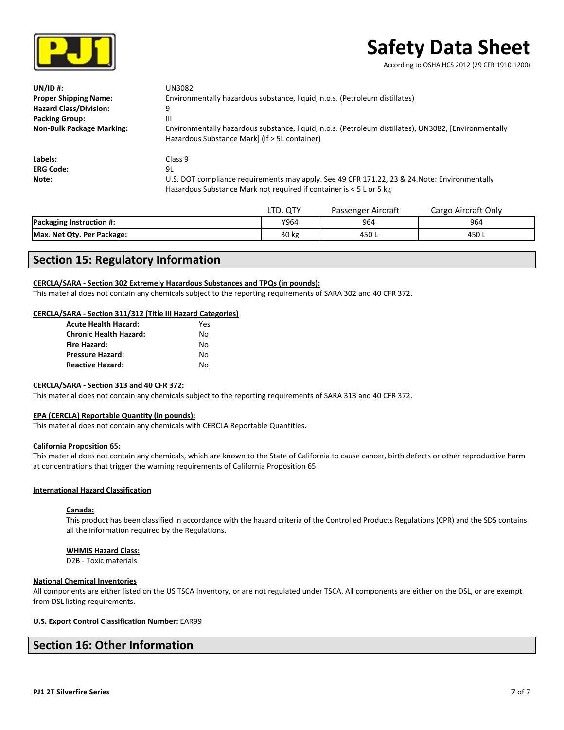| | |
|---|---|
| **UN/ID #:** | UN3082 |
| **Proper Shipping Name:** | Environmentally hazardous substance, liquid, n.o.s. (Petroleum distillates) |
| **Hazard Class/Division:** | 9 |
| **Packing Group:** | III |
| **Non-Bulk Package Marking:** | Environmentally hazardous substance, liquid, n.o.s. (Petroleum distillates), UN3082, [Environmentally Hazardous Substance Mark] (if > 5L container) |
| **Labels:** | Class 9 |
| **ERG Code:** | 9L |
| **Note:** | U.S. DOT compliance requirements may apply. See 49 CFR 171.22, 23 & 24.Note: Environmentally Hazardous Substance Mark not required if container is < 5 L or 5 kg |

| | LTD. QTY | Passenger Aircraft | Cargo Aircraft Only |
|---|---|---|---|
| **Packaging Instruction #:** | Y964 | 964 | 964 |
| **Max. Net Qty. Per Package:** | 30 kg | 450 L | 450 L |

## Section 15: Regulatory Information

**CERCLA/SARA - Section 302 Extremely Hazardous Substances and TPQs (in pounds):**

This material does not contain any chemicals subject to the reporting requirements of SARA 302 and 40 CFR 372.

**CERCLA/SARA - Section 311/312 (Title III Hazard Categories)**

| | |
|---|---|
| **Acute Health Hazard:** | Yes |
| **Chronic Health Hazard:** | No |
| **Fire Hazard:** | No |
| **Pressure Hazard:** | No |
| **Reactive Hazard:** | No |

**CERCLA/SARA - Section 313 and 40 CFR 372:**

This material does not contain any chemicals subject to the reporting requirements of SARA 313 and 40 CFR 372.

**EPA (CERCLA) Reportable Quantity (in pounds):**

This material does not contain any chemicals with CERCLA Reportable Quantities**.**

**California Proposition 65:**

This material does not contain any chemicals, which are known to the State of California to cause cancer, birth defects or other reproductive harm at concentrations that trigger the warning requirements of California Proposition 65.

**International Hazard Classification**

**Canada:**

This product has been classified in accordance with the hazard criteria of the Controlled Products Regulations (CPR) and the SDS contains all the information required by the Regulations.

**WHMIS Hazard Class:**

D2B - Toxic materials

**National Chemical Inventories**

All components are either listed on the US TSCA Inventory, or are not regulated under TSCA. All components are either on the DSL, or are exempt from DSL listing requirements.

**U.S. Export Control Classification Number:** EAR99

## Section 16: Other Information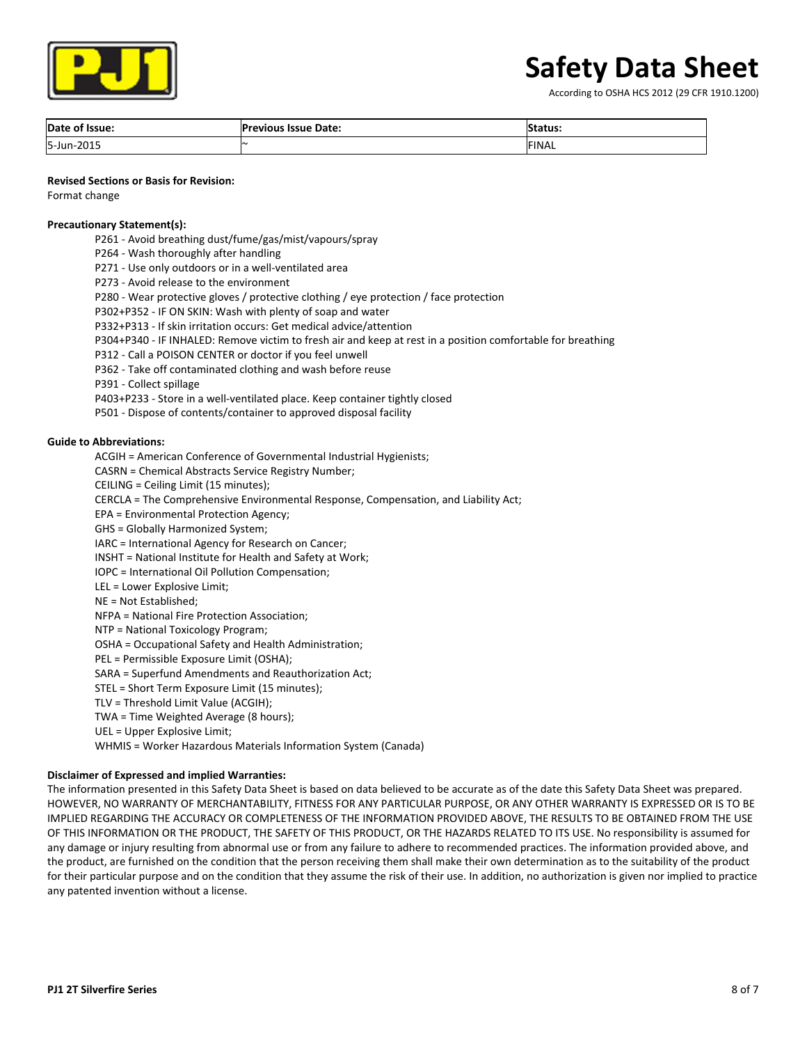# Safety Data Sheet

According to OSHA HCS 2012 (29 CFR 1910.1200)

| Date of Issue: | Previous Issue Date: | Status: |
|---|---|---|
| 5-Jun-2015 | ~ | FINAL |

**Revised Sections or Basis for Revision:**

Format change

**Precautionary Statement(s):**

- P261 - Avoid breathing dust/fume/gas/mist/vapours/spray
- P264 - Wash thoroughly after handling
- P271 - Use only outdoors or in a well-ventilated area
- P273 - Avoid release to the environment
- P280 - Wear protective gloves / protective clothing / eye protection / face protection
- P302+P352 - IF ON SKIN: Wash with plenty of soap and water
- P332+P313 - If skin irritation occurs: Get medical advice/attention
- P304+P340 - IF INHALED: Remove victim to fresh air and keep at rest in a position comfortable for breathing
- P312 - Call a POISON CENTER or doctor if you feel unwell
- P362 - Take off contaminated clothing and wash before reuse
- P391 - Collect spillage
- P403+P233 - Store in a well-ventilated place. Keep container tightly closed
- P501 - Dispose of contents/container to approved disposal facility

**Guide to Abbreviations:**

- ACGIH = American Conference of Governmental Industrial Hygienists;
- CASRN = Chemical Abstracts Service Registry Number;
- CEILING = Ceiling Limit (15 minutes);
- CERCLA = The Comprehensive Environmental Response, Compensation, and Liability Act;
- EPA = Environmental Protection Agency;
- GHS = Globally Harmonized System;
- IARC = International Agency for Research on Cancer;
- INSHT = National Institute for Health and Safety at Work;
- IOPC = International Oil Pollution Compensation;
- LEL = Lower Explosive Limit;
- NE = Not Established;
- NFPA = National Fire Protection Association;
- NTP = National Toxicology Program;
- OSHA = Occupational Safety and Health Administration;
- PEL = Permissible Exposure Limit (OSHA);
- SARA = Superfund Amendments and Reauthorization Act;
- STEL = Short Term Exposure Limit (15 minutes);
- TLV = Threshold Limit Value (ACGIH);
- TWA = Time Weighted Average (8 hours);
- UEL = Upper Explosive Limit;
- WHMIS = Worker Hazardous Materials Information System (Canada)

**Disclaimer of Expressed and implied Warranties:**

The information presented in this Safety Data Sheet is based on data believed to be accurate as of the date this Safety Data Sheet was prepared. HOWEVER, NO WARRANTY OF MERCHANTABILITY, FITNESS FOR ANY PARTICULAR PURPOSE, OR ANY OTHER WARRANTY IS EXPRESSED OR IS TO BE IMPLIED REGARDING THE ACCURACY OR COMPLETENESS OF THE INFORMATION PROVIDED ABOVE, THE RESULTS TO BE OBTAINED FROM THE USE OF THIS INFORMATION OR THE PRODUCT, THE SAFETY OF THIS PRODUCT, OR THE HAZARDS RELATED TO ITS USE. No responsibility is assumed for any damage or injury resulting from abnormal use or from any failure to adhere to recommended practices. The information provided above, and the product, are furnished on the condition that the person receiving them shall make their own determination as to the suitability of the product for their particular purpose and on the condition that they assume the risk of their use. In addition, no authorization is given nor implied to practice any patented invention without a license.